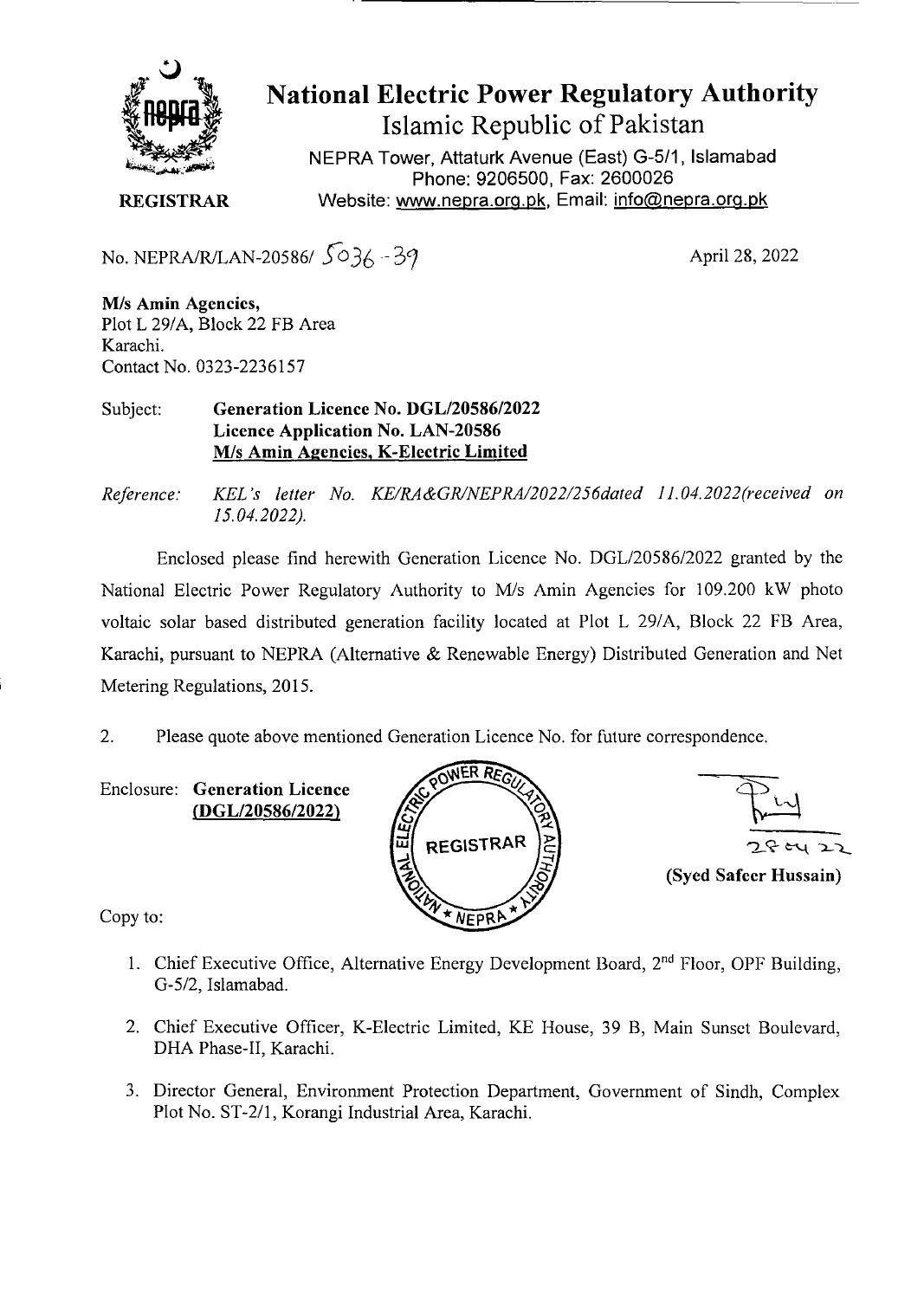# National Electric Power Regulatory Authority

## Islamic Republic of Pakistan

NEPRA Tower, Attaturk Avenue (East) G-5/1, Islamabad
Phone: 9206500, Fax: 2600026
Website: www.nepra.org.pk, Email: info@nepra.org.pk

**REGISTRAR**

No. NEPRA/R/LAN-20586/ 5036 - 39

April 28, 2022

**M/s Amin Agencies,**
Plot L 29/A, Block 22 FB Area
Karachi.
Contact No. 0323-2236157

Subject: **Generation Licence No. DGL/20586/2022**
**Licence Application No. LAN-20586**
**<u>M/s Amin Agencies, K-Electric Limited</u>**

*Reference: KEL's letter No. KE/RA&GR/NEPRA/2022/256dated 11.04.2022(received on 15.04.2022).*

Enclosed please find herewith Generation Licence No. DGL/20586/2022 granted by the National Electric Power Regulatory Authority to M/s Amin Agencies for 109.200 kW photo voltaic solar based distributed generation facility located at Plot L 29/A, Block 22 FB Area, Karachi, pursuant to NEPRA (Alternative & Renewable Energy) Distributed Generation and Net Metering Regulations, 2015.

2. Please quote above mentioned Generation Licence No. for future correspondence.

Enclosure: **Generation Licence**
**<u>(DGL/20586/2022)</u>**

28-04-22

**(Syed Safeer Hussain)**

Copy to:

1. Chief Executive Office, Alternative Energy Development Board, 2nd Floor, OPF Building, G-5/2, Islamabad.
2. Chief Executive Officer, K-Electric Limited, KE House, 39 B, Main Sunset Boulevard, DHA Phase-II, Karachi.
3. Director General, Environment Protection Department, Government of Sindh, Complex Plot No. ST-2/1, Korangi Industrial Area, Karachi.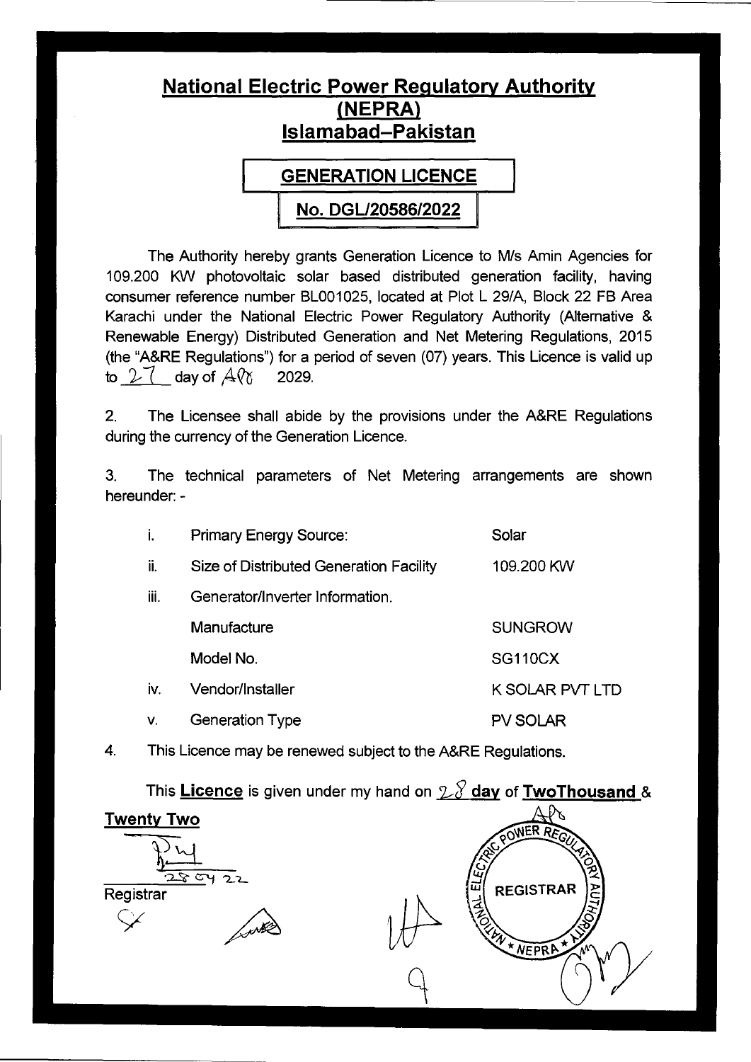# National Electric Power Regulatory Authority (NEPRA) Islamabad–Pakistan

## GENERATION LICENCE

## No. DGL/20586/2022

The Authority hereby grants Generation Licence to M/s Amin Agencies for 109.200 KW photovoltaic solar based distributed generation facility, having consumer reference number BL001025, located at Plot L 29/A, Block 22 FB Area Karachi under the National Electric Power Regulatory Authority (Alternative & Renewable Energy) Distributed Generation and Net Metering Regulations, 2015 (the "A&RE Regulations") for a period of seven (07) years. This Licence is valid up to 27 day of Apr 2029.

2. The Licensee shall abide by the provisions under the A&RE Regulations during the currency of the Generation Licence.

3. The technical parameters of Net Metering arrangements are shown hereunder: -

| | | |
|---|---|---|
| i. | Primary Energy Source: | Solar |
| ii. | Size of Distributed Generation Facility | 109.200 KW |
| iii. | Generator/Inverter Information. | |
| | Manufacture | SUNGROW |
| | Model No. | SG110CX |
| iv. | Vendor/Installer | K SOLAR PVT LTD |
| v. | Generation Type | PV SOLAR |

4. This Licence may be renewed subject to the A&RE Regulations.

This **Licence** is given under my hand on 28 **day** of **TwoThousand** & **Twenty Two**

28 04 22

Registrar